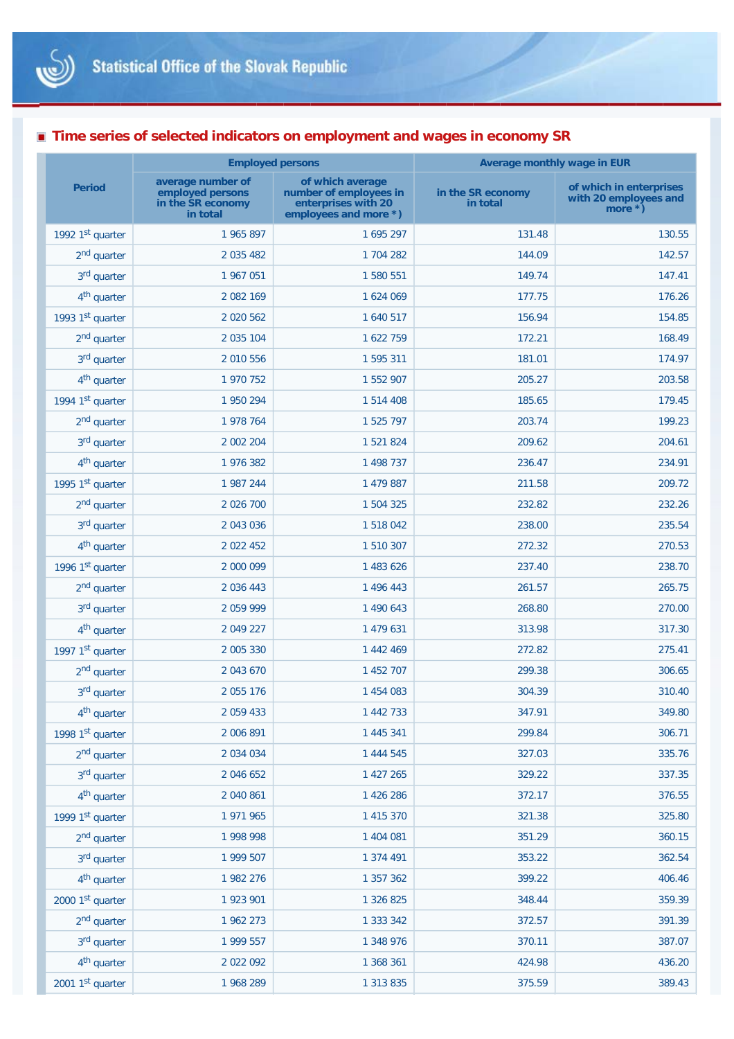## Time series of selected indicators on employment and wages in economy SR

| Period | Employed persons | | Average monthly wage in EUR | |
|---|---|---|---|---|
| | average number of employed persons in the SR economy in total | of which average number of employees in enterprises with 20 employees and more *) | in the SR economy in total | of which in enterprises with 20 employees and more *) |
| 1992 1st quarter | 1 965 897 | 1 695 297 | 131.48 | 130.55 |
| 2nd quarter | 2 035 482 | 1 704 282 | 144.09 | 142.57 |
| 3rd quarter | 1 967 051 | 1 580 551 | 149.74 | 147.41 |
| 4th quarter | 2 082 169 | 1 624 069 | 177.75 | 176.26 |
| 1993 1st quarter | 2 020 562 | 1 640 517 | 156.94 | 154.85 |
| 2nd quarter | 2 035 104 | 1 622 759 | 172.21 | 168.49 |
| 3rd quarter | 2 010 556 | 1 595 311 | 181.01 | 174.97 |
| 4th quarter | 1 970 752 | 1 552 907 | 205.27 | 203.58 |
| 1994 1st quarter | 1 950 294 | 1 514 408 | 185.65 | 179.45 |
| 2nd quarter | 1 978 764 | 1 525 797 | 203.74 | 199.23 |
| 3rd quarter | 2 002 204 | 1 521 824 | 209.62 | 204.61 |
| 4th quarter | 1 976 382 | 1 498 737 | 236.47 | 234.91 |
| 1995 1st quarter | 1 987 244 | 1 479 887 | 211.58 | 209.72 |
| 2nd quarter | 2 026 700 | 1 504 325 | 232.82 | 232.26 |
| 3rd quarter | 2 043 036 | 1 518 042 | 238.00 | 235.54 |
| 4th quarter | 2 022 452 | 1 510 307 | 272.32 | 270.53 |
| 1996 1st quarter | 2 000 099 | 1 483 626 | 237.40 | 238.70 |
| 2nd quarter | 2 036 443 | 1 496 443 | 261.57 | 265.75 |
| 3rd quarter | 2 059 999 | 1 490 643 | 268.80 | 270.00 |
| 4th quarter | 2 049 227 | 1 479 631 | 313.98 | 317.30 |
| 1997 1st quarter | 2 005 330 | 1 442 469 | 272.82 | 275.41 |
| 2nd quarter | 2 043 670 | 1 452 707 | 299.38 | 306.65 |
| 3rd quarter | 2 055 176 | 1 454 083 | 304.39 | 310.40 |
| 4th quarter | 2 059 433 | 1 442 733 | 347.91 | 349.80 |
| 1998 1st quarter | 2 006 891 | 1 445 341 | 299.84 | 306.71 |
| 2nd quarter | 2 034 034 | 1 444 545 | 327.03 | 335.76 |
| 3rd quarter | 2 046 652 | 1 427 265 | 329.22 | 337.35 |
| 4th quarter | 2 040 861 | 1 426 286 | 372.17 | 376.55 |
| 1999 1st quarter | 1 971 965 | 1 415 370 | 321.38 | 325.80 |
| 2nd quarter | 1 998 998 | 1 404 081 | 351.29 | 360.15 |
| 3rd quarter | 1 999 507 | 1 374 491 | 353.22 | 362.54 |
| 4th quarter | 1 982 276 | 1 357 362 | 399.22 | 406.46 |
| 2000 1st quarter | 1 923 901 | 1 326 825 | 348.44 | 359.39 |
| 2nd quarter | 1 962 273 | 1 333 342 | 372.57 | 391.39 |
| 3rd quarter | 1 999 557 | 1 348 976 | 370.11 | 387.07 |
| 4th quarter | 2 022 092 | 1 368 361 | 424.98 | 436.20 |
| 2001 1st quarter | 1 968 289 | 1 313 835 | 375.59 | 389.43 |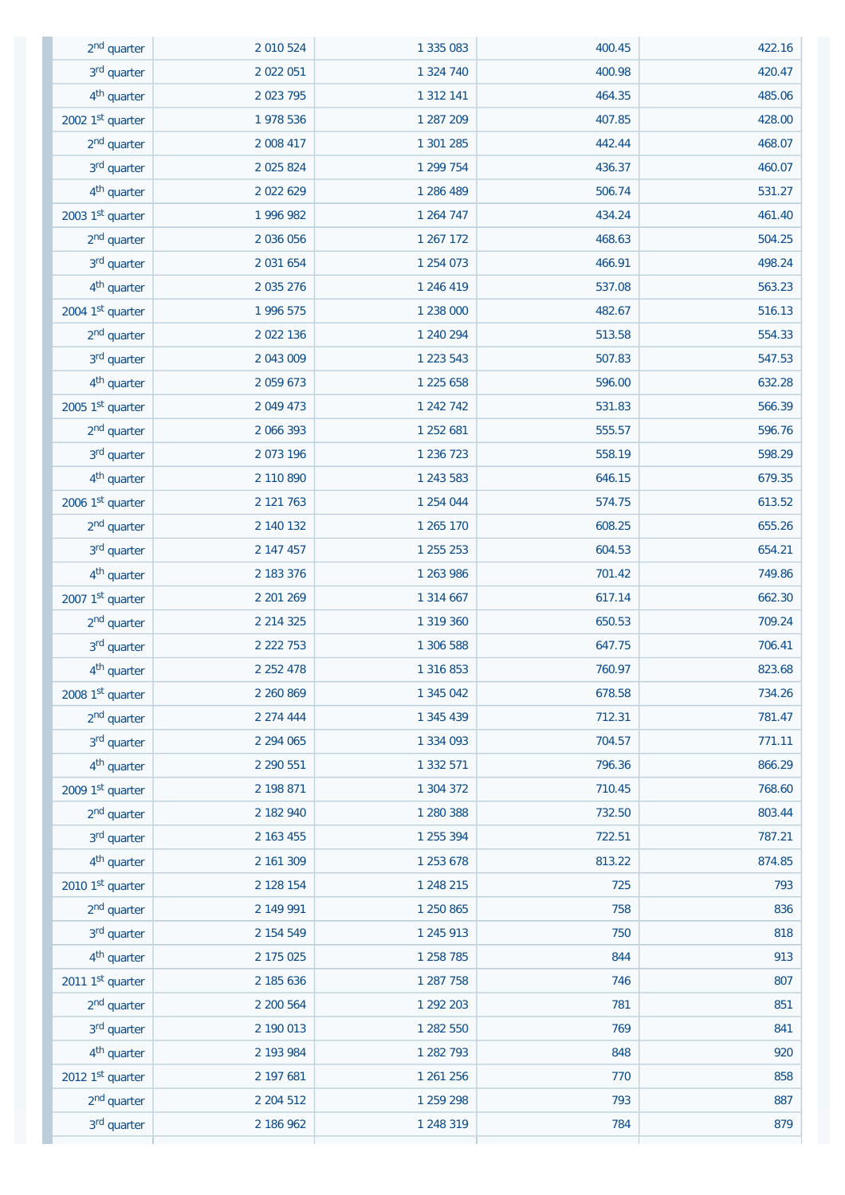| | | | | |
|---|---|---|---|---|
| 2nd quarter | 2 010 524 | 1 335 083 | 400.45 | 422.16 |
| 3rd quarter | 2 022 051 | 1 324 740 | 400.98 | 420.47 |
| 4th quarter | 2 023 795 | 1 312 141 | 464.35 | 485.06 |
| 2002 1st quarter | 1 978 536 | 1 287 209 | 407.85 | 428.00 |
| 2nd quarter | 2 008 417 | 1 301 285 | 442.44 | 468.07 |
| 3rd quarter | 2 025 824 | 1 299 754 | 436.37 | 460.07 |
| 4th quarter | 2 022 629 | 1 286 489 | 506.74 | 531.27 |
| 2003 1st quarter | 1 996 982 | 1 264 747 | 434.24 | 461.40 |
| 2nd quarter | 2 036 056 | 1 267 172 | 468.63 | 504.25 |
| 3rd quarter | 2 031 654 | 1 254 073 | 466.91 | 498.24 |
| 4th quarter | 2 035 276 | 1 246 419 | 537.08 | 563.23 |
| 2004 1st quarter | 1 996 575 | 1 238 000 | 482.67 | 516.13 |
| 2nd quarter | 2 022 136 | 1 240 294 | 513.58 | 554.33 |
| 3rd quarter | 2 043 009 | 1 223 543 | 507.83 | 547.53 |
| 4th quarter | 2 059 673 | 1 225 658 | 596.00 | 632.28 |
| 2005 1st quarter | 2 049 473 | 1 242 742 | 531.83 | 566.39 |
| 2nd quarter | 2 066 393 | 1 252 681 | 555.57 | 596.76 |
| 3rd quarter | 2 073 196 | 1 236 723 | 558.19 | 598.29 |
| 4th quarter | 2 110 890 | 1 243 583 | 646.15 | 679.35 |
| 2006 1st quarter | 2 121 763 | 1 254 044 | 574.75 | 613.52 |
| 2nd quarter | 2 140 132 | 1 265 170 | 608.25 | 655.26 |
| 3rd quarter | 2 147 457 | 1 255 253 | 604.53 | 654.21 |
| 4th quarter | 2 183 376 | 1 263 986 | 701.42 | 749.86 |
| 2007 1st quarter | 2 201 269 | 1 314 667 | 617.14 | 662.30 |
| 2nd quarter | 2 214 325 | 1 319 360 | 650.53 | 709.24 |
| 3rd quarter | 2 222 753 | 1 306 588 | 647.75 | 706.41 |
| 4th quarter | 2 252 478 | 1 316 853 | 760.97 | 823.68 |
| 2008 1st quarter | 2 260 869 | 1 345 042 | 678.58 | 734.26 |
| 2nd quarter | 2 274 444 | 1 345 439 | 712.31 | 781.47 |
| 3rd quarter | 2 294 065 | 1 334 093 | 704.57 | 771.11 |
| 4th quarter | 2 290 551 | 1 332 571 | 796.36 | 866.29 |
| 2009 1st quarter | 2 198 871 | 1 304 372 | 710.45 | 768.60 |
| 2nd quarter | 2 182 940 | 1 280 388 | 732.50 | 803.44 |
| 3rd quarter | 2 163 455 | 1 255 394 | 722.51 | 787.21 |
| 4th quarter | 2 161 309 | 1 253 678 | 813.22 | 874.85 |
| 2010 1st quarter | 2 128 154 | 1 248 215 | 725 | 793 |
| 2nd quarter | 2 149 991 | 1 250 865 | 758 | 836 |
| 3rd quarter | 2 154 549 | 1 245 913 | 750 | 818 |
| 4th quarter | 2 175 025 | 1 258 785 | 844 | 913 |
| 2011 1st quarter | 2 185 636 | 1 287 758 | 746 | 807 |
| 2nd quarter | 2 200 564 | 1 292 203 | 781 | 851 |
| 3rd quarter | 2 190 013 | 1 282 550 | 769 | 841 |
| 4th quarter | 2 193 984 | 1 282 793 | 848 | 920 |
| 2012 1st quarter | 2 197 681 | 1 261 256 | 770 | 858 |
| 2nd quarter | 2 204 512 | 1 259 298 | 793 | 887 |
| 3rd quarter | 2 186 962 | 1 248 319 | 784 | 879 |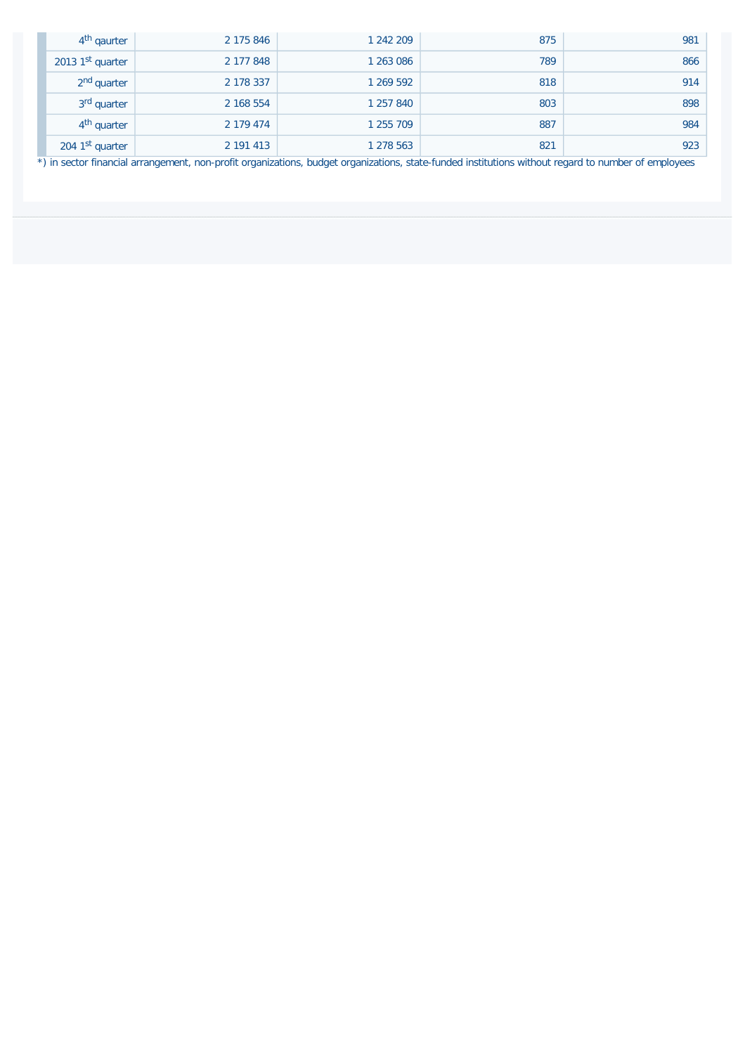| | | | | |
|---|---|---|---|---|
| 4th qaurter | 2 175 846 | 1 242 209 | 875 | 981 |
| 2013 1st quarter | 2 177 848 | 1 263 086 | 789 | 866 |
| 2nd quarter | 2 178 337 | 1 269 592 | 818 | 914 |
| 3rd quarter | 2 168 554 | 1 257 840 | 803 | 898 |
| 4th quarter | 2 179 474 | 1 255 709 | 887 | 984 |
| 204 1st quarter | 2 191 413 | 1 278 563 | 821 | 923 |

*) in sector financial arrangement, non-profit organizations, budget organizations, state-funded institutions without regard to number of employees